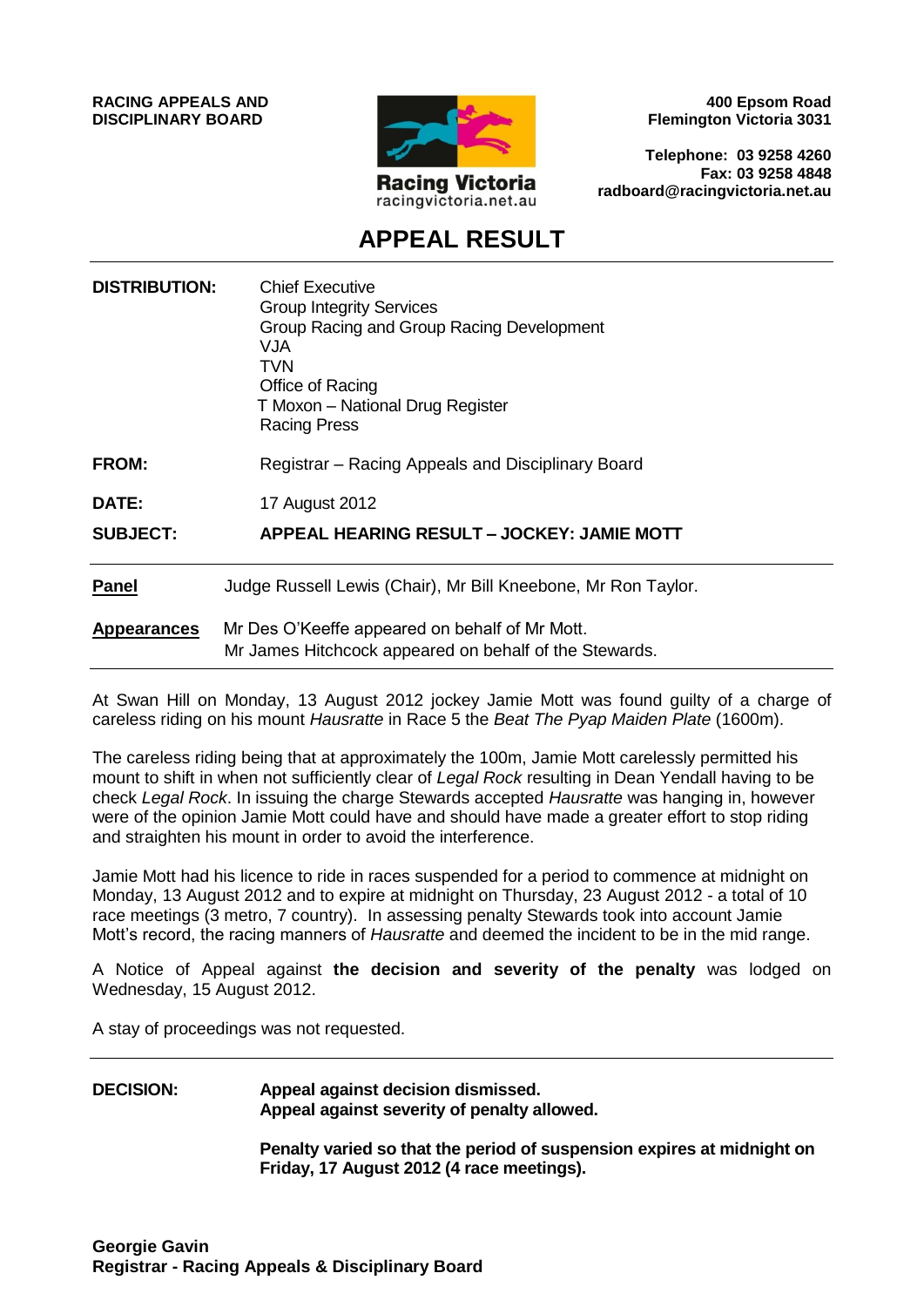**RACING APPEALS AND DISCIPLINARY BOARD**

Racing Victoria
racingvictoria.net.au

**400 Epsom Road**
**Flemington Victoria 3031**

**Telephone: 03 9258 4260**
**Fax: 03 9258 4848**
**radboard@racingvictoria.net.au**

# APPEAL RESULT

**DISTRIBUTION:** Chief Executive
Group Integrity Services
Group Racing and Group Racing Development
VJA
TVN
Office of Racing
T Moxon – National Drug Register
Racing Press

**FROM:** Registrar – Racing Appeals and Disciplinary Board

**DATE:** 17 August 2012

**SUBJECT:** **APPEAL HEARING RESULT – JOCKEY: JAMIE MOTT**

**Panel** Judge Russell Lewis (Chair), Mr Bill Kneebone, Mr Ron Taylor.

**Appearances** Mr Des O'Keeffe appeared on behalf of Mr Mott.
Mr James Hitchcock appeared on behalf of the Stewards.

At Swan Hill on Monday, 13 August 2012 jockey Jamie Mott was found guilty of a charge of careless riding on his mount *Hausratte* in Race 5 the *Beat The Pyap Maiden Plate* (1600m).

The careless riding being that at approximately the 100m, Jamie Mott carelessly permitted his mount to shift in when not sufficiently clear of *Legal Rock* resulting in Dean Yendall having to be check *Legal Rock*. In issuing the charge Stewards accepted *Hausratte* was hanging in, however were of the opinion Jamie Mott could have and should have made a greater effort to stop riding and straighten his mount in order to avoid the interference.

Jamie Mott had his licence to ride in races suspended for a period to commence at midnight on Monday, 13 August 2012 and to expire at midnight on Thursday, 23 August 2012 - a total of 10 race meetings (3 metro, 7 country). In assessing penalty Stewards took into account Jamie Mott's record, the racing manners of *Hausratte* and deemed the incident to be in the mid range.

A Notice of Appeal against **the decision and severity of the penalty** was lodged on Wednesday, 15 August 2012.

A stay of proceedings was not requested.

**DECISION:** **Appeal against decision dismissed.**
**Appeal against severity of penalty allowed.**

**Penalty varied so that the period of suspension expires at midnight on Friday, 17 August 2012 (4 race meetings).**

**Georgie Gavin**
**Registrar - Racing Appeals & Disciplinary Board**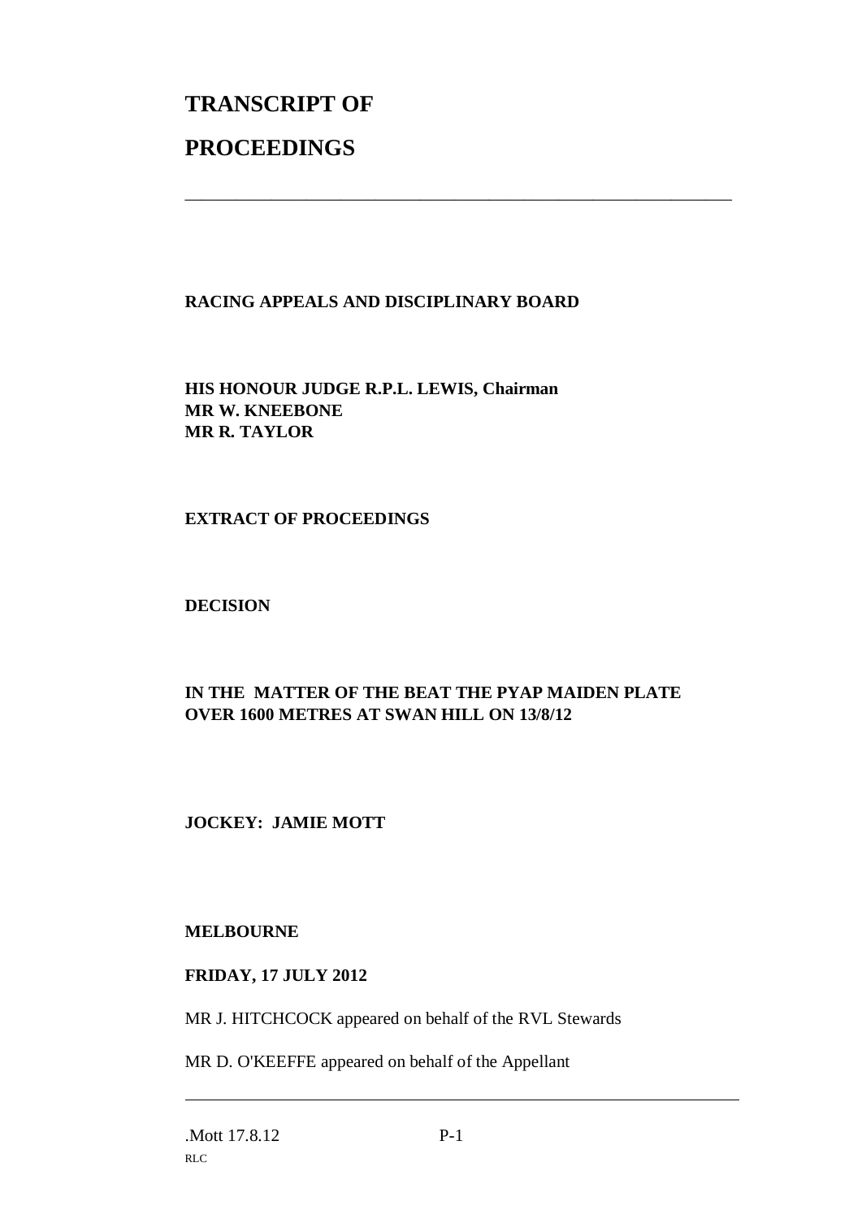# TRANSCRIPT OF

# PROCEEDINGS

---

**RACING APPEALS AND DISCIPLINARY BOARD**

**HIS HONOUR JUDGE R.P.L. LEWIS, Chairman**
**MR W. KNEEBONE**
**MR R. TAYLOR**

**EXTRACT OF PROCEEDINGS**

**DECISION**

**IN THE MATTER OF THE BEAT THE PYAP MAIDEN PLATE OVER 1600 METRES AT SWAN HILL ON 13/8/12**

**JOCKEY: JAMIE MOTT**

**MELBOURNE**

**FRIDAY, 17 JULY 2012**

MR J. HITCHCOCK appeared on behalf of the RVL Stewards

MR D. O'KEEFFE appeared on behalf of the Appellant

---

.Mott 17.8.12
RLC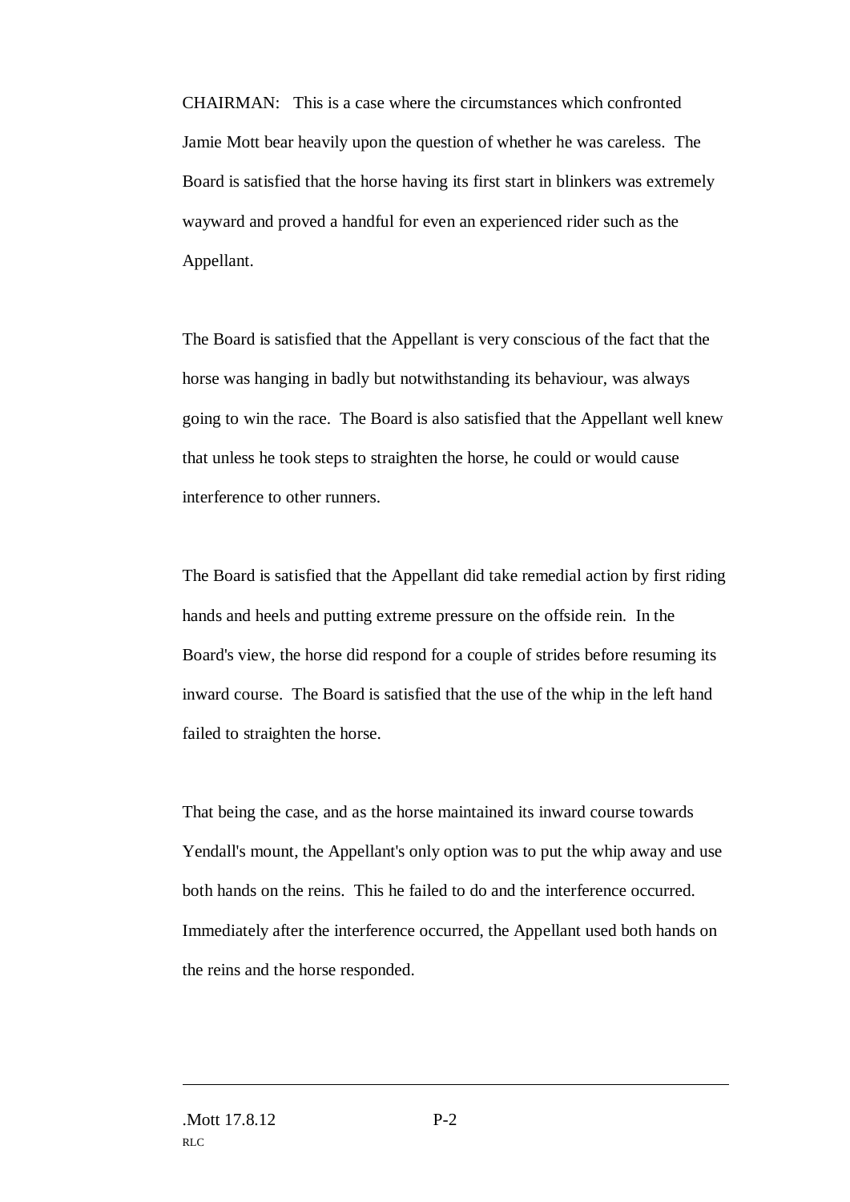CHAIRMAN: This is a case where the circumstances which confronted Jamie Mott bear heavily upon the question of whether he was careless. The Board is satisfied that the horse having its first start in blinkers was extremely wayward and proved a handful for even an experienced rider such as the Appellant.

The Board is satisfied that the Appellant is very conscious of the fact that the horse was hanging in badly but notwithstanding its behaviour, was always going to win the race. The Board is also satisfied that the Appellant well knew that unless he took steps to straighten the horse, he could or would cause interference to other runners.

The Board is satisfied that the Appellant did take remedial action by first riding hands and heels and putting extreme pressure on the offside rein. In the Board's view, the horse did respond for a couple of strides before resuming its inward course. The Board is satisfied that the use of the whip in the left hand failed to straighten the horse.

That being the case, and as the horse maintained its inward course towards Yendall's mount, the Appellant's only option was to put the whip away and use both hands on the reins. This he failed to do and the interference occurred. Immediately after the interference occurred, the Appellant used both hands on the reins and the horse responded.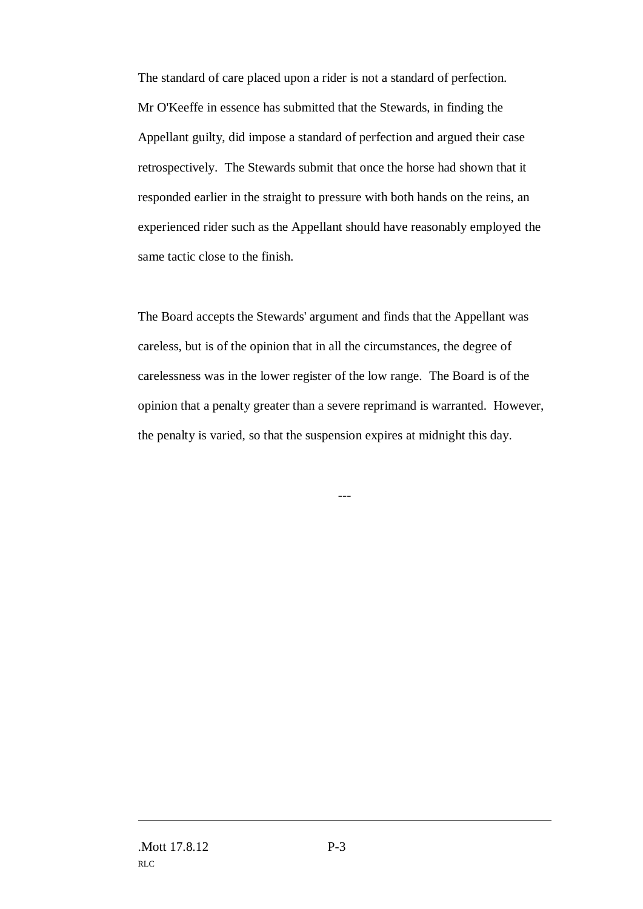The standard of care placed upon a rider is not a standard of perfection. Mr O'Keeffe in essence has submitted that the Stewards, in finding the Appellant guilty, did impose a standard of perfection and argued their case retrospectively. The Stewards submit that once the horse had shown that it responded earlier in the straight to pressure with both hands on the reins, an experienced rider such as the Appellant should have reasonably employed the same tactic close to the finish.

The Board accepts the Stewards' argument and finds that the Appellant was careless, but is of the opinion that in all the circumstances, the degree of carelessness was in the lower register of the low range. The Board is of the opinion that a penalty greater than a severe reprimand is warranted. However, the penalty is varied, so that the suspension expires at midnight this day.

---